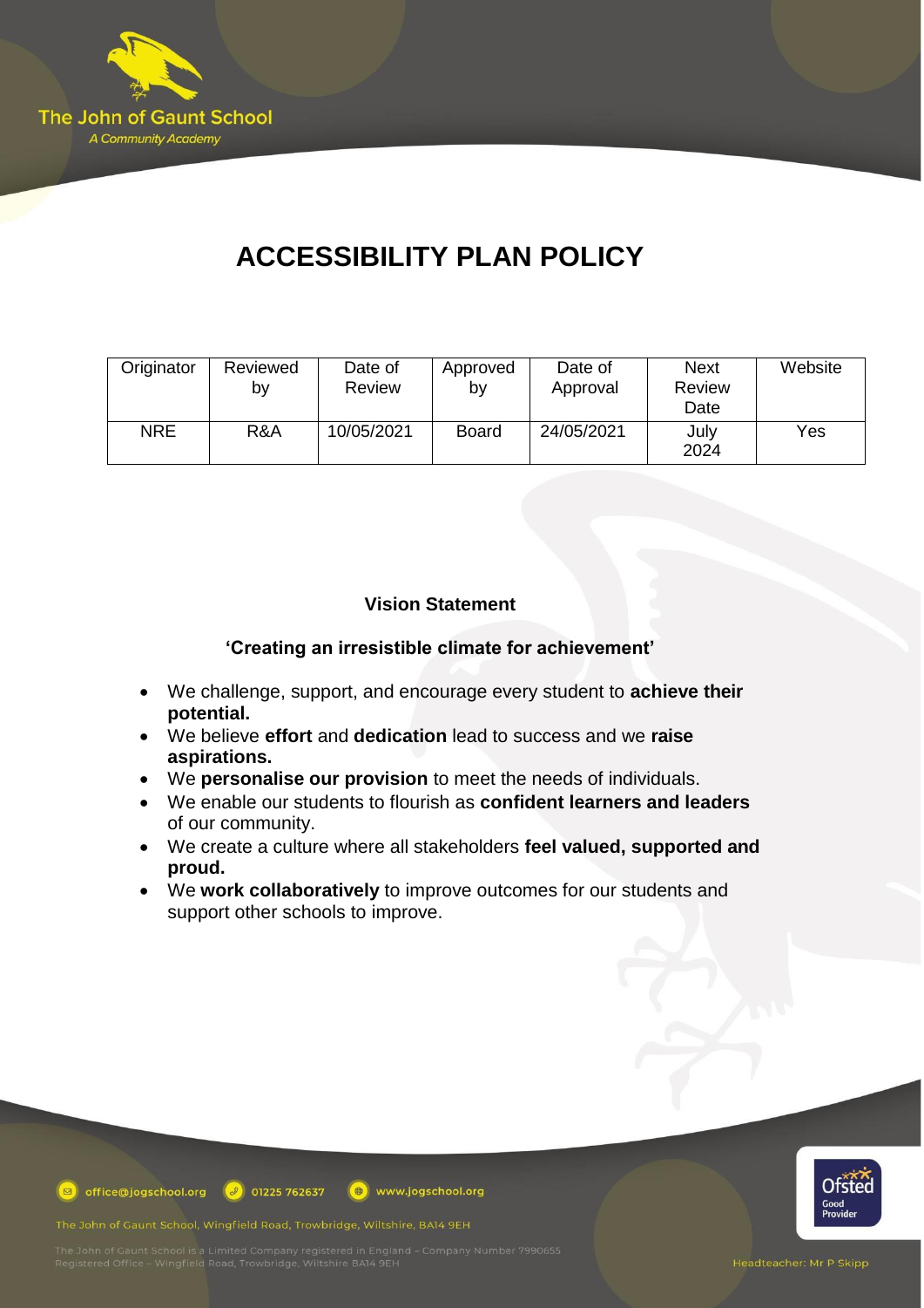# ACCESSIBILITY PLAN POLICY

| Originator | Reviewed by | Date of Review | Approved by | Date of Approval | Next Review Date | Website |
|---|---|---|---|---|---|---|
| NRE | R&A | 10/05/2021 | Board | 24/05/2021 | July 2024 | Yes |

**Vision Statement**

**'Creating an irresistible climate for achievement'**

- We challenge, support, and encourage every student to **achieve their potential.**
- We believe **effort** and **dedication** lead to success and we **raise aspirations.**
- We **personalise our provision** to meet the needs of individuals.
- We enable our students to flourish as **confident learners and leaders** of our community.
- We create a culture where all stakeholders **feel valued, supported and proud.**
- We **work collaboratively** to improve outcomes for our students and support other schools to improve.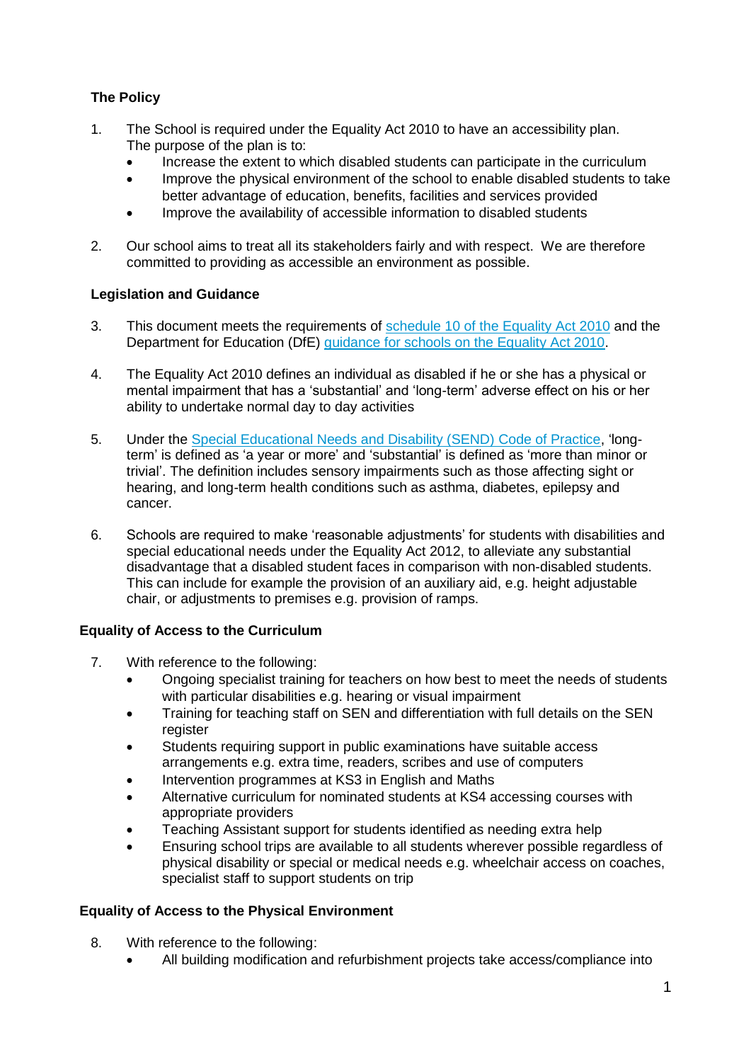**The Policy**

1. The School is required under the Equality Act 2010 to have an accessibility plan. The purpose of the plan is to:
   - Increase the extent to which disabled students can participate in the curriculum
   - Improve the physical environment of the school to enable disabled students to take better advantage of education, benefits, facilities and services provided
   - Improve the availability of accessible information to disabled students

2. Our school aims to treat all its stakeholders fairly and with respect. We are therefore committed to providing as accessible an environment as possible.

**Legislation and Guidance**

3. This document meets the requirements of [schedule 10 of the Equality Act 2010] and the Department for Education (DfE) [guidance for schools on the Equality Act 2010].

4. The Equality Act 2010 defines an individual as disabled if he or she has a physical or mental impairment that has a 'substantial' and 'long-term' adverse effect on his or her ability to undertake normal day to day activities

5. Under the [Special Educational Needs and Disability (SEND) Code of Practice], 'long-term' is defined as 'a year or more' and 'substantial' is defined as 'more than minor or trivial'. The definition includes sensory impairments such as those affecting sight or hearing, and long-term health conditions such as asthma, diabetes, epilepsy and cancer.

6. Schools are required to make 'reasonable adjustments' for students with disabilities and special educational needs under the Equality Act 2012, to alleviate any substantial disadvantage that a disabled student faces in comparison with non-disabled students. This can include for example the provision of an auxiliary aid, e.g. height adjustable chair, or adjustments to premises e.g. provision of ramps.

**Equality of Access to the Curriculum**

7. With reference to the following:
   - Ongoing specialist training for teachers on how best to meet the needs of students with particular disabilities e.g. hearing or visual impairment
   - Training for teaching staff on SEN and differentiation with full details on the SEN register
   - Students requiring support in public examinations have suitable access arrangements e.g. extra time, readers, scribes and use of computers
   - Intervention programmes at KS3 in English and Maths
   - Alternative curriculum for nominated students at KS4 accessing courses with appropriate providers
   - Teaching Assistant support for students identified as needing extra help
   - Ensuring school trips are available to all students wherever possible regardless of physical disability or special or medical needs e.g. wheelchair access on coaches, specialist staff to support students on trip

**Equality of Access to the Physical Environment**

8. With reference to the following:
   - All building modification and refurbishment projects take access/compliance into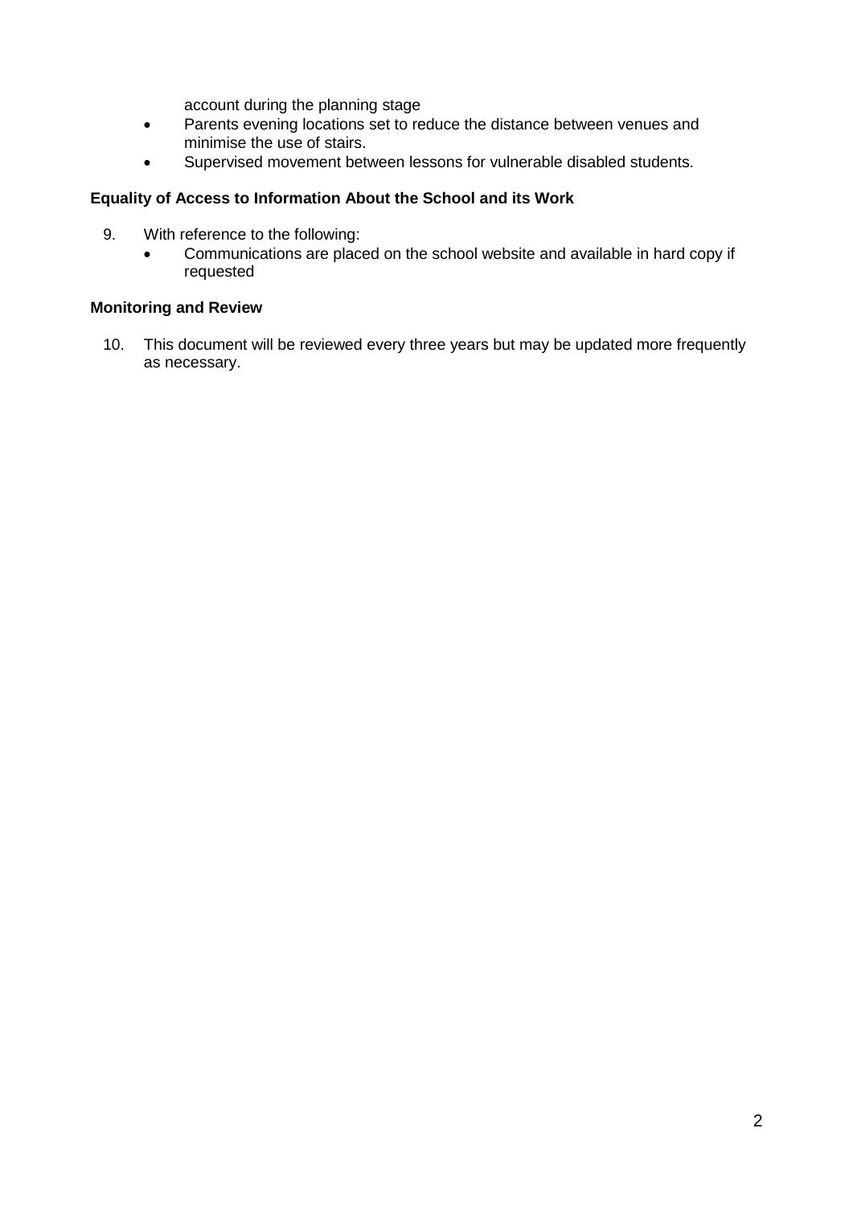account during the planning stage

- Parents evening locations set to reduce the distance between venues and minimise the use of stairs.
- Supervised movement between lessons for vulnerable disabled students.

### Equality of Access to Information About the School and its Work

9. With reference to the following:
    - Communications are placed on the school website and available in hard copy if requested

### Monitoring and Review

10. This document will be reviewed every three years but may be updated more frequently as necessary.